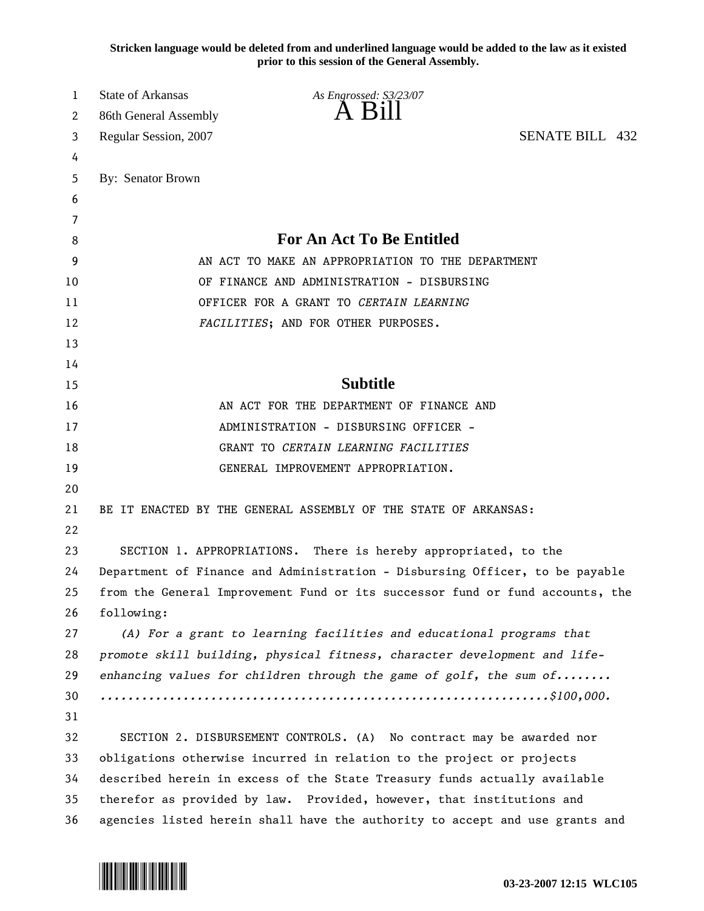**Stricken language would be deleted from and underlined language would be added to the law as it existed prior to this session of the General Assembly.**

State of Arkansas
86th General Assembly
Regular Session, 2007

*As Engrossed: S3/23/07*

# A Bill

SENATE BILL 432

By: Senator Brown

## For An Act To Be Entitled

AN ACT TO MAKE AN APPROPRIATION TO THE DEPARTMENT OF FINANCE AND ADMINISTRATION - DISBURSING OFFICER FOR A GRANT TO *CERTAIN LEARNING FACILITIES*; AND FOR OTHER PURPOSES.

## Subtitle

AN ACT FOR THE DEPARTMENT OF FINANCE AND ADMINISTRATION - DISBURSING OFFICER - GRANT TO *CERTAIN LEARNING FACILITIES* GENERAL IMPROVEMENT APPROPRIATION.

BE IT ENACTED BY THE GENERAL ASSEMBLY OF THE STATE OF ARKANSAS:

SECTION 1. APPROPRIATIONS. There is hereby appropriated, to the Department of Finance and Administration - Disbursing Officer, to be payable from the General Improvement Fund or its successor fund or fund accounts, the following:

*(A) For a grant to learning facilities and educational programs that promote skill building, physical fitness, character development and life-enhancing values for children through the game of golf, the sum of........ ...............................................................$100,000.*

SECTION 2. DISBURSEMENT CONTROLS. (A) No contract may be awarded nor obligations otherwise incurred in relation to the project or projects described herein in excess of the State Treasury funds actually available therefor as provided by law. Provided, however, that institutions and agencies listed herein shall have the authority to accept and use grants and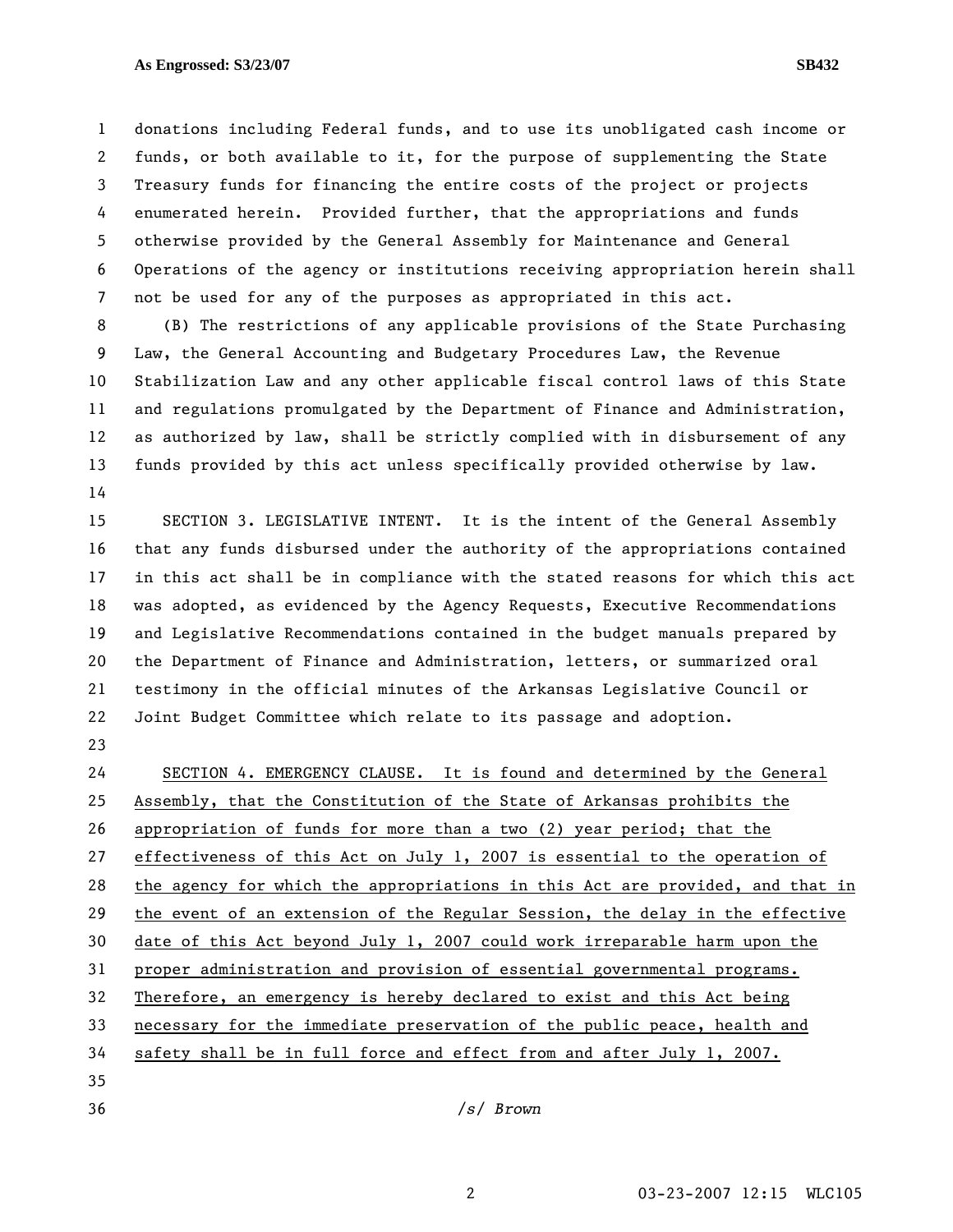donations including Federal funds, and to use its unobligated cash income or funds, or both available to it, for the purpose of supplementing the State Treasury funds for financing the entire costs of the project or projects enumerated herein. Provided further, that the appropriations and funds otherwise provided by the General Assembly for Maintenance and General Operations of the agency or institutions receiving appropriation herein shall not be used for any of the purposes as appropriated in this act.

(B) The restrictions of any applicable provisions of the State Purchasing Law, the General Accounting and Budgetary Procedures Law, the Revenue Stabilization Law and any other applicable fiscal control laws of this State and regulations promulgated by the Department of Finance and Administration, as authorized by law, shall be strictly complied with in disbursement of any funds provided by this act unless specifically provided otherwise by law.

SECTION 3. LEGISLATIVE INTENT. It is the intent of the General Assembly that any funds disbursed under the authority of the appropriations contained in this act shall be in compliance with the stated reasons for which this act was adopted, as evidenced by the Agency Requests, Executive Recommendations and Legislative Recommendations contained in the budget manuals prepared by the Department of Finance and Administration, letters, or summarized oral testimony in the official minutes of the Arkansas Legislative Council or Joint Budget Committee which relate to its passage and adoption.

<u>SECTION 4. EMERGENCY CLAUSE. It is found and determined by the General Assembly, that the Constitution of the State of Arkansas prohibits the appropriation of funds for more than a two (2) year period; that the effectiveness of this Act on July 1, 2007 is essential to the operation of the agency for which the appropriations in this Act are provided, and that in the event of an extension of the Regular Session, the delay in the effective date of this Act beyond July 1, 2007 could work irreparable harm upon the proper administration and provision of essential governmental programs. Therefore, an emergency is hereby declared to exist and this Act being necessary for the immediate preservation of the public peace, health and safety shall be in full force and effect from and after July 1, 2007.</u>

*/s/ Brown*